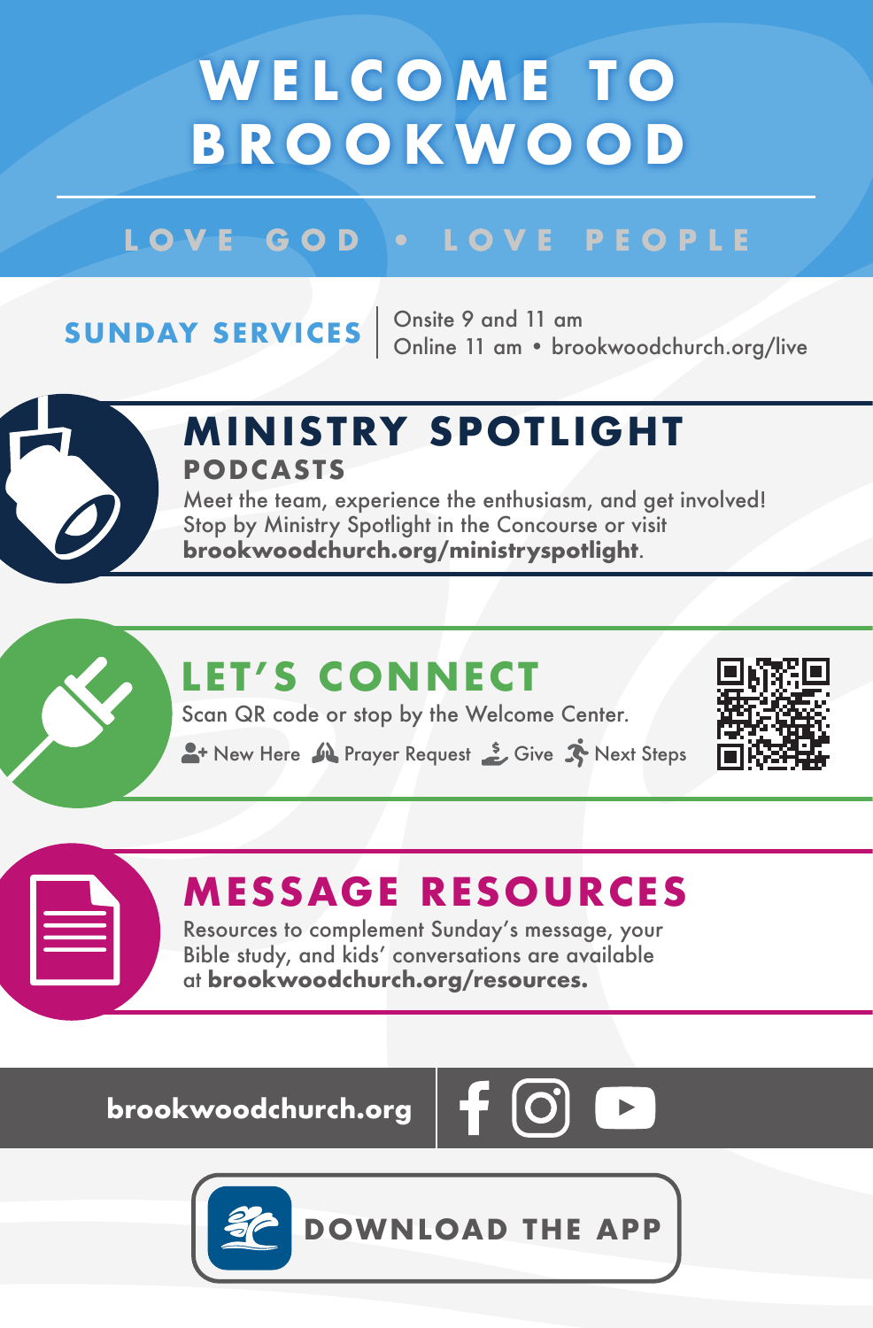# WELCOME TO BROOKWOOD

LOVE GOD • LOVE PEOPLE

**SUNDAY SERVICES** | Onsite 9 and 11 am
Online 11 am • brookwoodchurch.org/live

## MINISTRY SPOTLIGHT

### PODCASTS

Meet the team, experience the enthusiasm, and get involved! Stop by Ministry Spotlight in the Concourse or visit **brookwoodchurch.org/ministryspotlight**.

## LET'S CONNECT

Scan QR code or stop by the Welcome Center.

New Here | Prayer Request | Give | Next Steps

## MESSAGE RESOURCES

Resources to complement Sunday's message, your Bible study, and kids' conversations are available at **brookwoodchurch.org/resources.**

**brookwoodchurch.org**

DOWNLOAD THE APP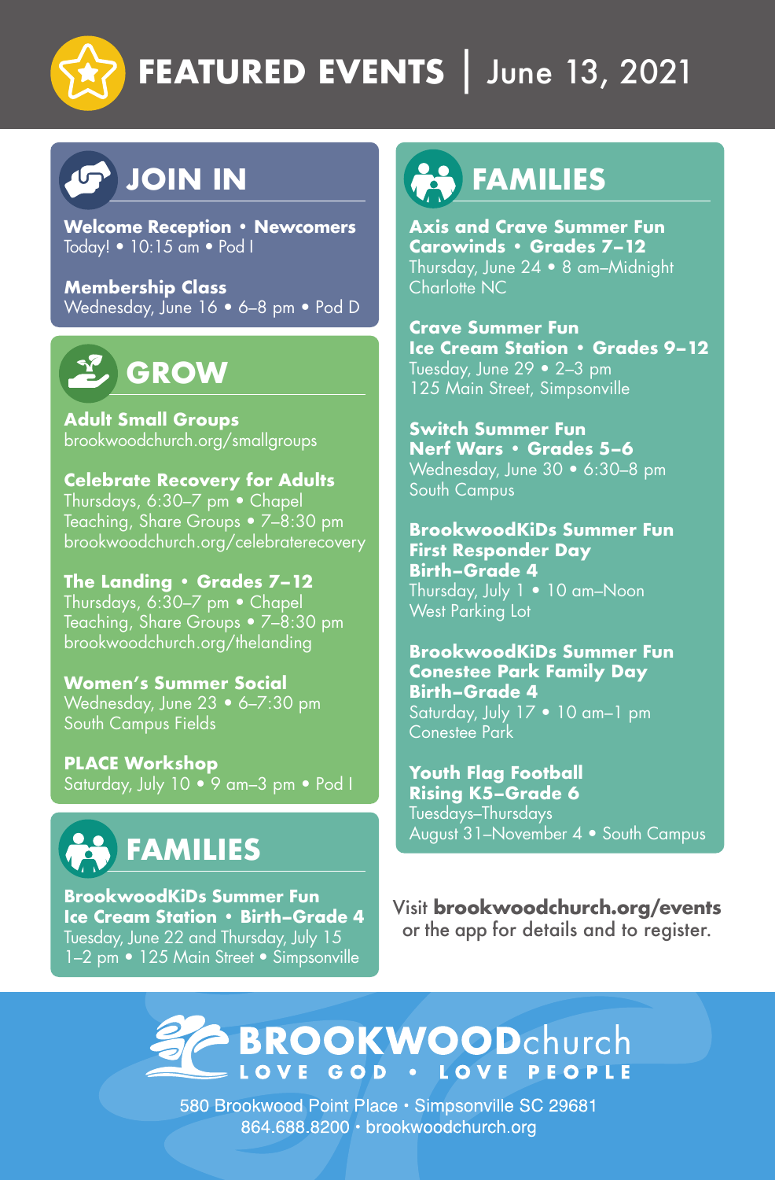# FEATURED EVENTS | June 13, 2021

## JOIN IN

**Welcome Reception • Newcomers**
Today! • 10:15 am • Pod I

**Membership Class**
Wednesday, June 16 • 6–8 pm • Pod D

## GROW

**Adult Small Groups**
brookwoodchurch.org/smallgroups

**Celebrate Recovery for Adults**
Thursdays, 6:30–7 pm • Chapel
Teaching, Share Groups • 7–8:30 pm
brookwoodchurch.org/celebraterecovery

**The Landing • Grades 7–12**
Thursdays, 6:30–7 pm • Chapel
Teaching, Share Groups • 7–8:30 pm
brookwoodchurch.org/thelanding

**Women's Summer Social**
Wednesday, June 23 • 6–7:30 pm
South Campus Fields

**PLACE Workshop**
Saturday, July 10 • 9 am–3 pm • Pod I

## FAMILIES

**BrookwoodKiDs Summer Fun**
**Ice Cream Station • Birth–Grade 4**
Tuesday, June 22 and Thursday, July 15
1–2 pm • 125 Main Street • Simpsonville

**Axis and Crave Summer Fun**
**Carowinds • Grades 7–12**
Thursday, June 24 • 8 am–Midnight
Charlotte NC

**Crave Summer Fun**
**Ice Cream Station • Grades 9–12**
Tuesday, June 29 • 2–3 pm
125 Main Street, Simpsonville

**Switch Summer Fun**
**Nerf Wars • Grades 5–6**
Wednesday, June 30 • 6:30–8 pm
South Campus

**BrookwoodKiDs Summer Fun**
**First Responder Day**
**Birth–Grade 4**
Thursday, July 1 • 10 am–Noon
West Parking Lot

**BrookwoodKiDs Summer Fun**
**Conestee Park Family Day**
**Birth–Grade 4**
Saturday, July 17 • 10 am–1 pm
Conestee Park

**Youth Flag Football**
**Rising K5–Grade 6**
Tuesdays–Thursdays
August 31–November 4 • South Campus

Visit **brookwoodchurch.org/events** or the app for details and to register.

**BROOKWOOD**church
LOVE GOD • LOVE PEOPLE

580 Brookwood Point Place • Simpsonville SC 29681
864.688.8200 • brookwoodchurch.org